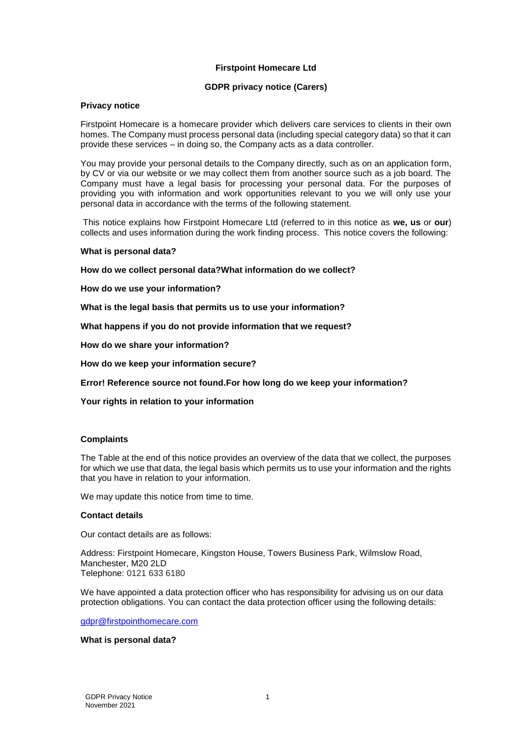**Firstpoint Homecare Ltd**

**GDPR privacy notice (Carers)**

**Privacy notice**

Firstpoint Homecare is a homecare provider which delivers care services to clients in their own homes. The Company must process personal data (including special category data) so that it can provide these services – in doing so, the Company acts as a data controller.

You may provide your personal details to the Company directly, such as on an application form, by CV or via our website or we may collect them from another source such as a job board. The Company must have a legal basis for processing your personal data. For the purposes of providing you with information and work opportunities relevant to you we will only use your personal data in accordance with the terms of the following statement.

This notice explains how Firstpoint Homecare Ltd (referred to in this notice as **we, us** or **our**) collects and uses information during the work finding process. This notice covers the following:

**What is personal data?**

**How do we collect personal data?What information do we collect?**

**How do we use your information?**

**What is the legal basis that permits us to use your information?**

**What happens if you do not provide information that we request?**

**How do we share your information?**

**How do we keep your information secure?**

**Error! Reference source not found.For how long do we keep your information?**

**Your rights in relation to your information**

**Complaints**

The Table at the end of this notice provides an overview of the data that we collect, the purposes for which we use that data, the legal basis which permits us to use your information and the rights that you have in relation to your information.

We may update this notice from time to time.

**Contact details**

Our contact details are as follows:

Address: Firstpoint Homecare, Kingston House, Towers Business Park, Wilmslow Road, Manchester, M20 2LD
Telephone: 0121 633 6180

We have appointed a data protection officer who has responsibility for advising us on our data protection obligations. You can contact the data protection officer using the following details:

gdpr@firstpointhomecare.com

**What is personal data?**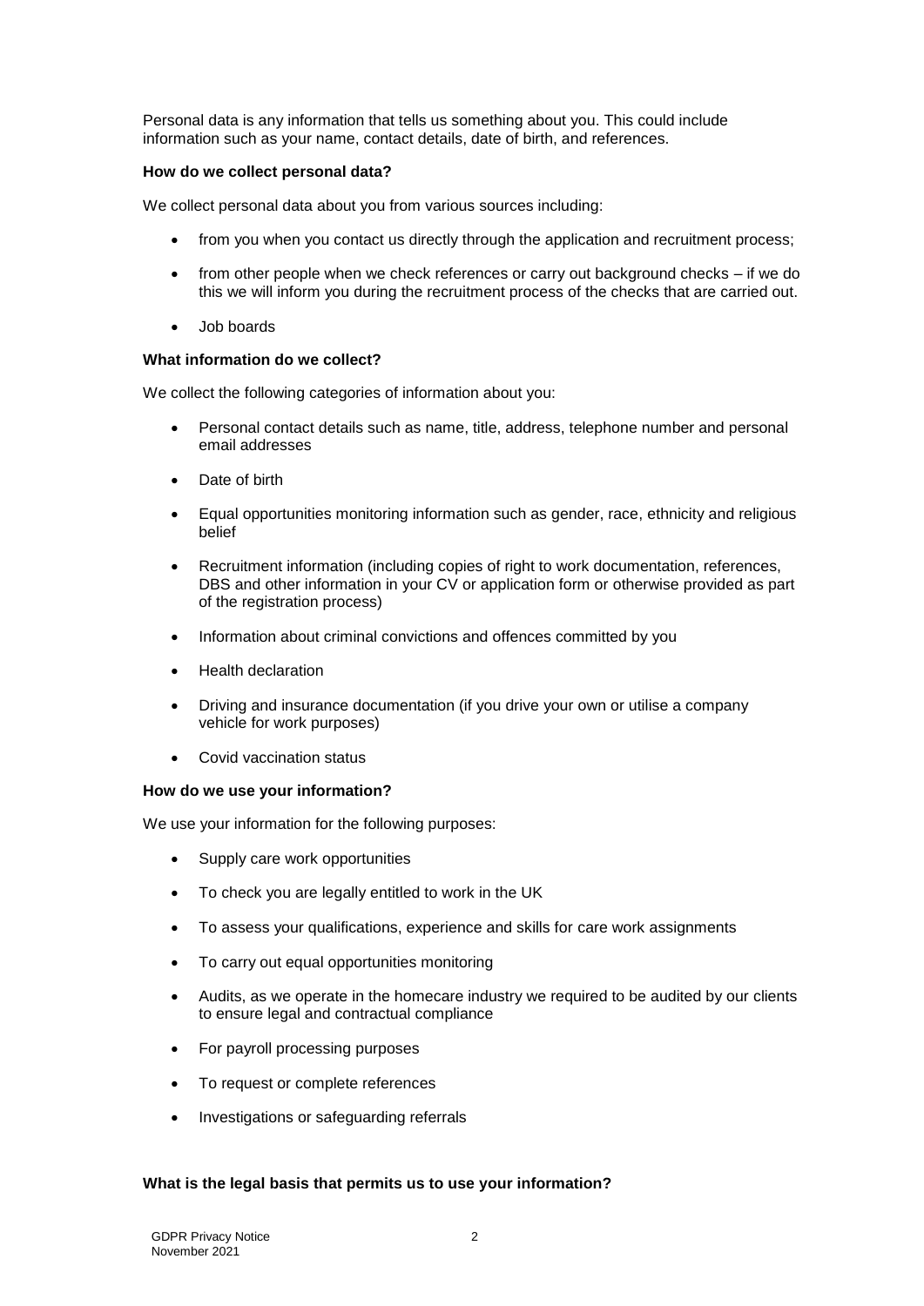Personal data is any information that tells us something about you. This could include information such as your name, contact details, date of birth, and references.

**How do we collect personal data?**

We collect personal data about you from various sources including:

- from you when you contact us directly through the application and recruitment process;
- from other people when we check references or carry out background checks – if we do this we will inform you during the recruitment process of the checks that are carried out.
- Job boards

**What information do we collect?**

We collect the following categories of information about you:

- Personal contact details such as name, title, address, telephone number and personal email addresses
- Date of birth
- Equal opportunities monitoring information such as gender, race, ethnicity and religious belief
- Recruitment information (including copies of right to work documentation, references, DBS and other information in your CV or application form or otherwise provided as part of the registration process)
- Information about criminal convictions and offences committed by you
- Health declaration
- Driving and insurance documentation (if you drive your own or utilise a company vehicle for work purposes)
- Covid vaccination status

**How do we use your information?**

We use your information for the following purposes:

- Supply care work opportunities
- To check you are legally entitled to work in the UK
- To assess your qualifications, experience and skills for care work assignments
- To carry out equal opportunities monitoring
- Audits, as we operate in the homecare industry we required to be audited by our clients to ensure legal and contractual compliance
- For payroll processing purposes
- To request or complete references
- Investigations or safeguarding referrals

**What is the legal basis that permits us to use your information?**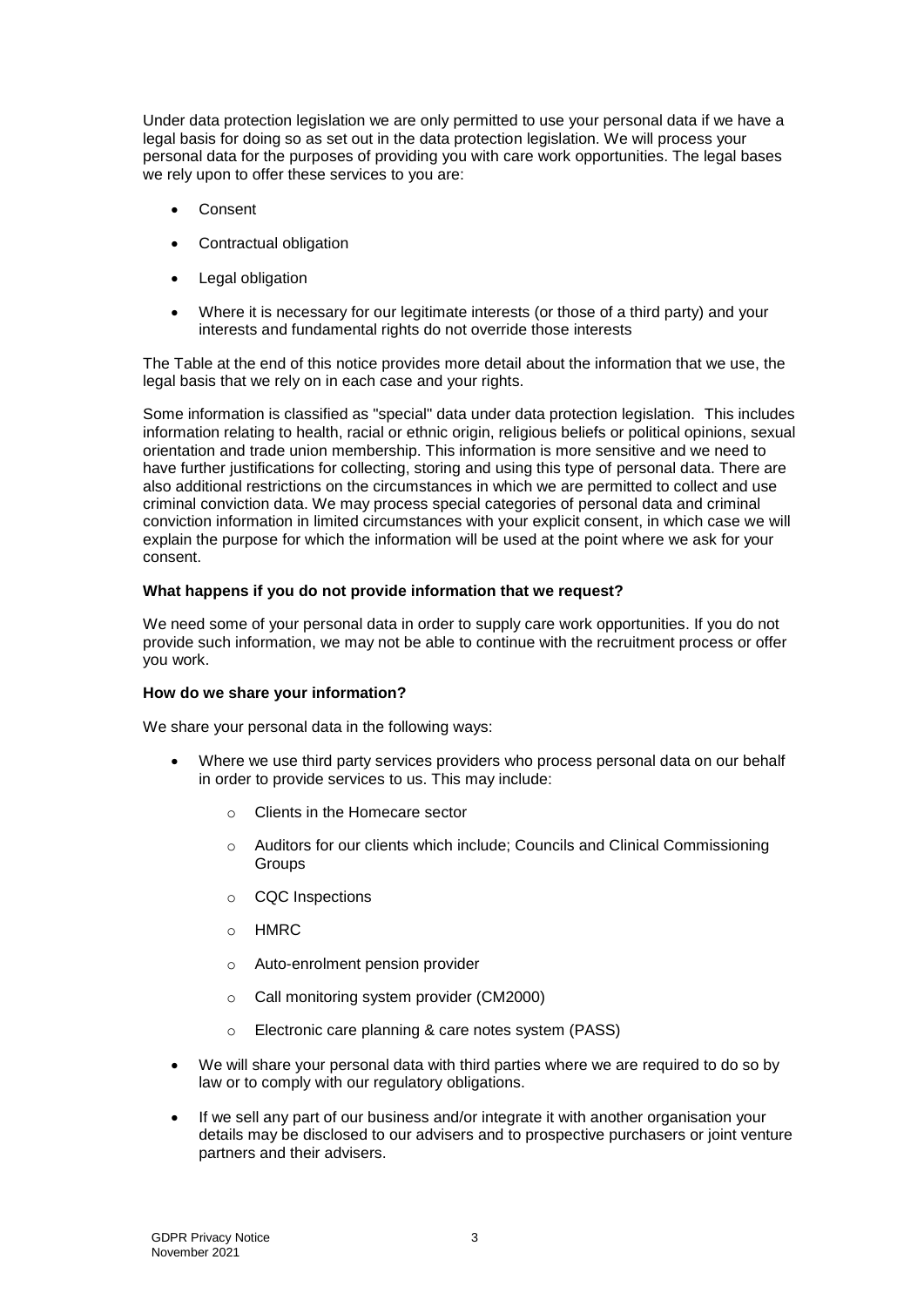Under data protection legislation we are only permitted to use your personal data if we have a legal basis for doing so as set out in the data protection legislation. We will process your personal data for the purposes of providing you with care work opportunities. The legal bases we rely upon to offer these services to you are:

- Consent
- Contractual obligation
- Legal obligation
- Where it is necessary for our legitimate interests (or those of a third party) and your interests and fundamental rights do not override those interests

The Table at the end of this notice provides more detail about the information that we use, the legal basis that we rely on in each case and your rights.

Some information is classified as "special" data under data protection legislation. This includes information relating to health, racial or ethnic origin, religious beliefs or political opinions, sexual orientation and trade union membership. This information is more sensitive and we need to have further justifications for collecting, storing and using this type of personal data. There are also additional restrictions on the circumstances in which we are permitted to collect and use criminal conviction data. We may process special categories of personal data and criminal conviction information in limited circumstances with your explicit consent, in which case we will explain the purpose for which the information will be used at the point where we ask for your consent.

**What happens if you do not provide information that we request?**

We need some of your personal data in order to supply care work opportunities. If you do not provide such information, we may not be able to continue with the recruitment process or offer you work.

**How do we share your information?**

We share your personal data in the following ways:

- Where we use third party services providers who process personal data on our behalf in order to provide services to us. This may include:
  - Clients in the Homecare sector
  - Auditors for our clients which include; Councils and Clinical Commissioning Groups
  - CQC Inspections
  - HMRC
  - Auto-enrolment pension provider
  - Call monitoring system provider (CM2000)
  - Electronic care planning & care notes system (PASS)
- We will share your personal data with third parties where we are required to do so by law or to comply with our regulatory obligations.
- If we sell any part of our business and/or integrate it with another organisation your details may be disclosed to our advisers and to prospective purchasers or joint venture partners and their advisers.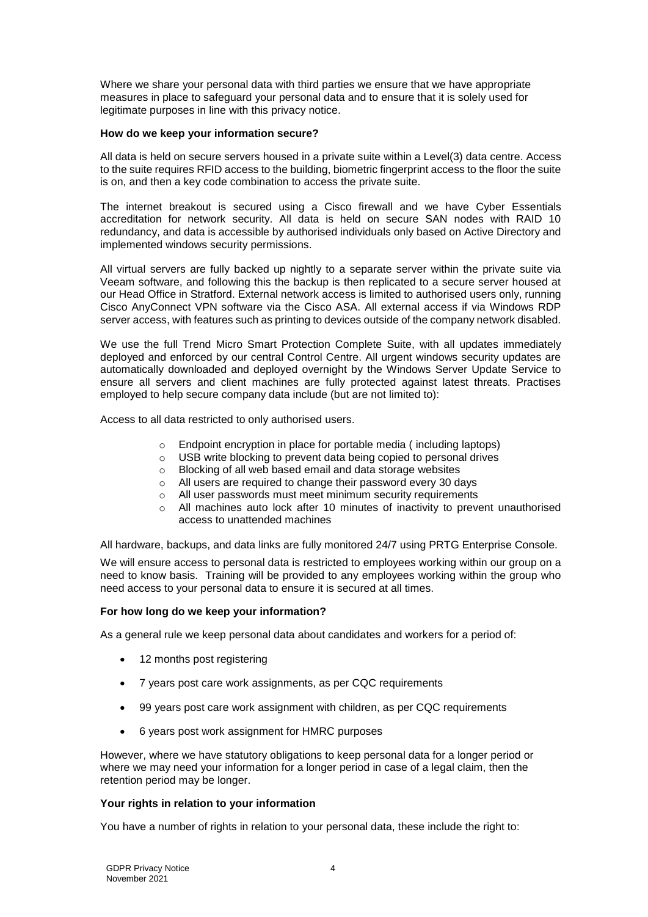Where we share your personal data with third parties we ensure that we have appropriate measures in place to safeguard your personal data and to ensure that it is solely used for legitimate purposes in line with this privacy notice.

**How do we keep your information secure?**

All data is held on secure servers housed in a private suite within a Level(3) data centre. Access to the suite requires RFID access to the building, biometric fingerprint access to the floor the suite is on, and then a key code combination to access the private suite.

The internet breakout is secured using a Cisco firewall and we have Cyber Essentials accreditation for network security. All data is held on secure SAN nodes with RAID 10 redundancy, and data is accessible by authorised individuals only based on Active Directory and implemented windows security permissions.

All virtual servers are fully backed up nightly to a separate server within the private suite via Veeam software, and following this the backup is then replicated to a secure server housed at our Head Office in Stratford. External network access is limited to authorised users only, running Cisco AnyConnect VPN software via the Cisco ASA. All external access if via Windows RDP server access, with features such as printing to devices outside of the company network disabled.

We use the full Trend Micro Smart Protection Complete Suite, with all updates immediately deployed and enforced by our central Control Centre. All urgent windows security updates are automatically downloaded and deployed overnight by the Windows Server Update Service to ensure all servers and client machines are fully protected against latest threats. Practises employed to help secure company data include (but are not limited to):

Access to all data restricted to only authorised users.

- Endpoint encryption in place for portable media ( including laptops)
- USB write blocking to prevent data being copied to personal drives
- Blocking of all web based email and data storage websites
- All users are required to change their password every 30 days
- All user passwords must meet minimum security requirements
- All machines auto lock after 10 minutes of inactivity to prevent unauthorised access to unattended machines

All hardware, backups, and data links are fully monitored 24/7 using PRTG Enterprise Console.

We will ensure access to personal data is restricted to employees working within our group on a need to know basis. Training will be provided to any employees working within the group who need access to your personal data to ensure it is secured at all times.

**For how long do we keep your information?**

As a general rule we keep personal data about candidates and workers for a period of:

- 12 months post registering
- 7 years post care work assignments, as per CQC requirements
- 99 years post care work assignment with children, as per CQC requirements
- 6 years post work assignment for HMRC purposes

However, where we have statutory obligations to keep personal data for a longer period or where we may need your information for a longer period in case of a legal claim, then the retention period may be longer.

**Your rights in relation to your information**

You have a number of rights in relation to your personal data, these include the right to: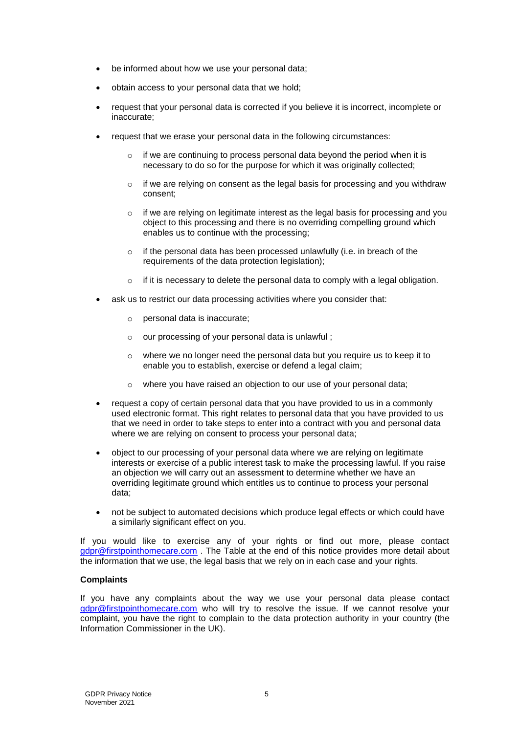- be informed about how we use your personal data;
- obtain access to your personal data that we hold;
- request that your personal data is corrected if you believe it is incorrect, incomplete or inaccurate;
- request that we erase your personal data in the following circumstances:
  - if we are continuing to process personal data beyond the period when it is necessary to do so for the purpose for which it was originally collected;
  - if we are relying on consent as the legal basis for processing and you withdraw consent;
  - if we are relying on legitimate interest as the legal basis for processing and you object to this processing and there is no overriding compelling ground which enables us to continue with the processing;
  - if the personal data has been processed unlawfully (i.e. in breach of the requirements of the data protection legislation);
  - if it is necessary to delete the personal data to comply with a legal obligation.
- ask us to restrict our data processing activities where you consider that:
  - personal data is inaccurate;
  - our processing of your personal data is unlawful ;
  - where we no longer need the personal data but you require us to keep it to enable you to establish, exercise or defend a legal claim;
  - where you have raised an objection to our use of your personal data;
- request a copy of certain personal data that you have provided to us in a commonly used electronic format. This right relates to personal data that you have provided to us that we need in order to take steps to enter into a contract with you and personal data where we are relying on consent to process your personal data;
- object to our processing of your personal data where we are relying on legitimate interests or exercise of a public interest task to make the processing lawful. If you raise an objection we will carry out an assessment to determine whether we have an overriding legitimate ground which entitles us to continue to process your personal data;
- not be subject to automated decisions which produce legal effects or which could have a similarly significant effect on you.

If you would like to exercise any of your rights or find out more, please contact gdpr@firstpointhomecare.com . The Table at the end of this notice provides more detail about the information that we use, the legal basis that we rely on in each case and your rights.

**Complaints**

If you have any complaints about the way we use your personal data please contact gdpr@firstpointhomecare.com who will try to resolve the issue. If we cannot resolve your complaint, you have the right to complain to the data protection authority in your country (the Information Commissioner in the UK).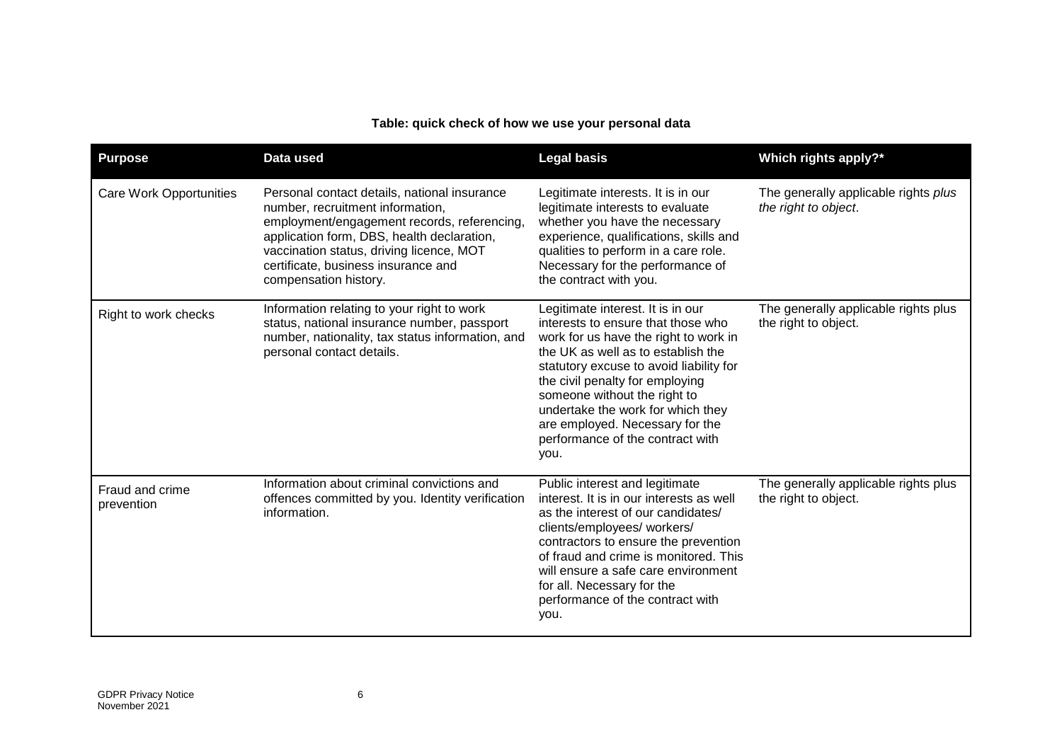**Table: quick check of how we use your personal data**

| Purpose | Data used | Legal basis | Which rights apply?* |
|---|---|---|---|
| Care Work Opportunities | Personal contact details, national insurance number, recruitment information, employment/engagement records, referencing, application form, DBS, health declaration, vaccination status, driving licence, MOT certificate, business insurance and compensation history. | Legitimate interests. It is in our legitimate interests to evaluate whether you have the necessary experience, qualifications, skills and qualities to perform in a care role. Necessary for the performance of the contract with you. | The generally applicable rights *plus the right to object*. |
| Right to work checks | Information relating to your right to work status, national insurance number, passport number, nationality, tax status information, and personal contact details. | Legitimate interest. It is in our interests to ensure that those who work for us have the right to work in the UK as well as to establish the statutory excuse to avoid liability for the civil penalty for employing someone without the right to undertake the work for which they are employed. Necessary for the performance of the contract with you. | The generally applicable rights plus the right to object. |
| Fraud and crime prevention | Information about criminal convictions and offences committed by you. Identity verification information. | Public interest and legitimate interest. It is in our interests as well as the interest of our candidates/ clients/employees/ workers/ contractors to ensure the prevention of fraud and crime is monitored. This will ensure a safe care environment for all. Necessary for the performance of the contract with you. | The generally applicable rights plus the right to object. |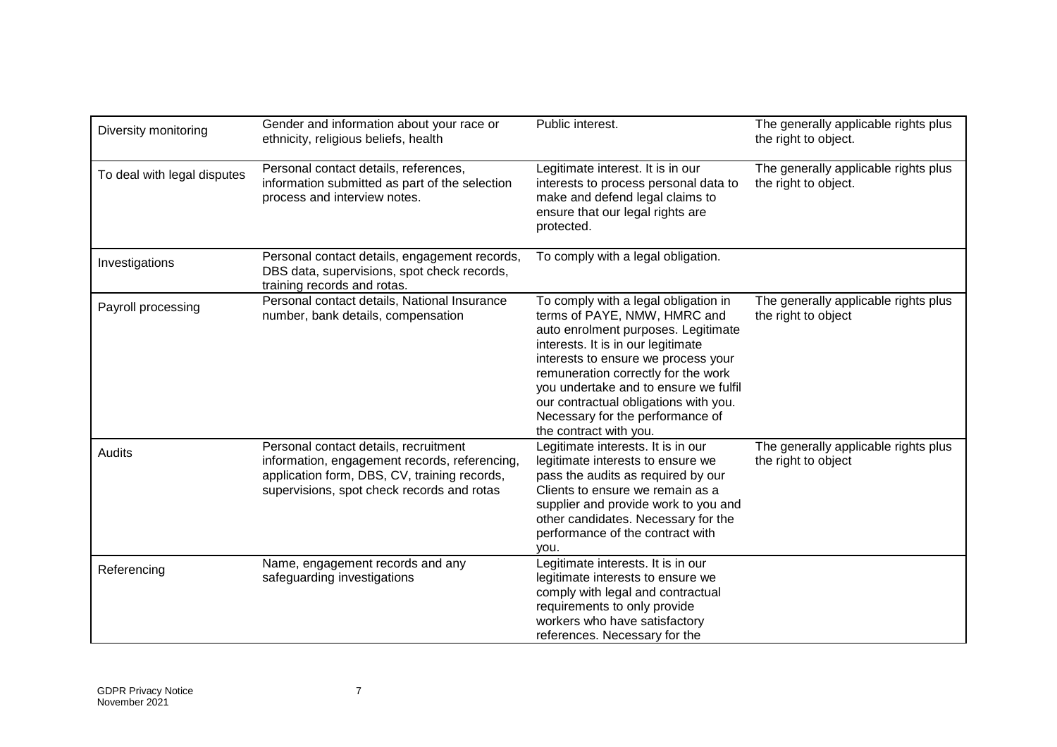| Diversity monitoring | Gender and information about your race or ethnicity, religious beliefs, health | Public interest. | The generally applicable rights plus the right to object. |
|---|---|---|---|
| To deal with legal disputes | Personal contact details, references, information submitted as part of the selection process and interview notes. | Legitimate interest. It is in our interests to process personal data to make and defend legal claims to ensure that our legal rights are protected. | The generally applicable rights plus the right to object. |
| Investigations | Personal contact details, engagement records, DBS data, supervisions, spot check records, training records and rotas. | To comply with a legal obligation. | |
| Payroll processing | Personal contact details, National Insurance number, bank details, compensation | To comply with a legal obligation in terms of PAYE, NMW, HMRC and auto enrolment purposes. Legitimate interests. It is in our legitimate interests to ensure we process your remuneration correctly for the work you undertake and to ensure we fulfil our contractual obligations with you. Necessary for the performance of the contract with you. | The generally applicable rights plus the right to object |
| Audits | Personal contact details, recruitment information, engagement records, referencing, application form, DBS, CV, training records, supervisions, spot check records and rotas | Legitimate interests. It is in our legitimate interests to ensure we pass the audits as required by our Clients to ensure we remain as a supplier and provide work to you and other candidates. Necessary for the performance of the contract with you. | The generally applicable rights plus the right to object |
| Referencing | Name, engagement records and any safeguarding investigations | Legitimate interests. It is in our legitimate interests to ensure we comply with legal and contractual requirements to only provide workers who have satisfactory references. Necessary for the | |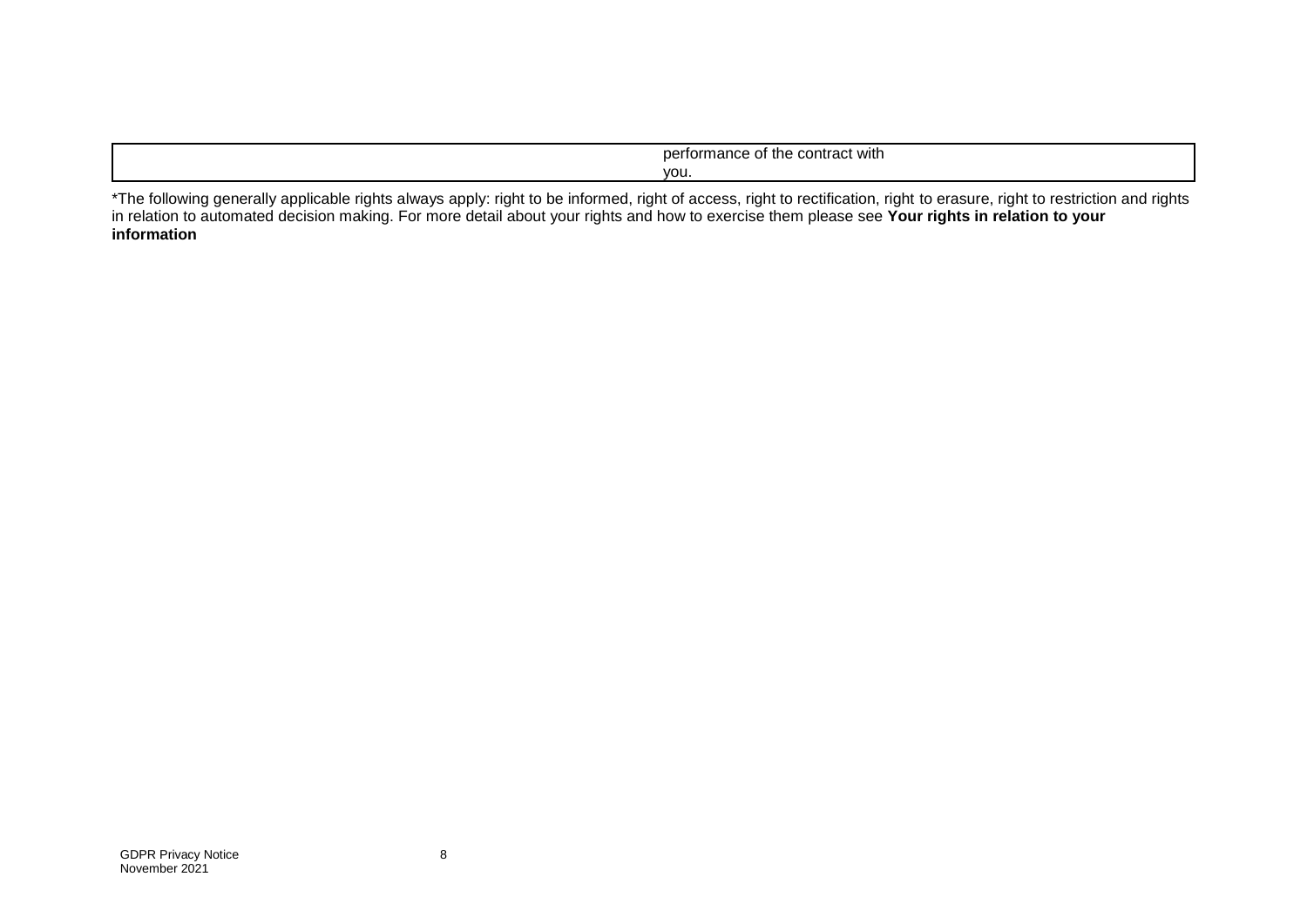| | |
|---|---|
| | performance of the contract with you. |

*The following generally applicable rights always apply: right to be informed, right of access, right to rectification, right to erasure, right to restriction and rights in relation to automated decision making. For more detail about your rights and how to exercise them please see **Your rights in relation to your information**